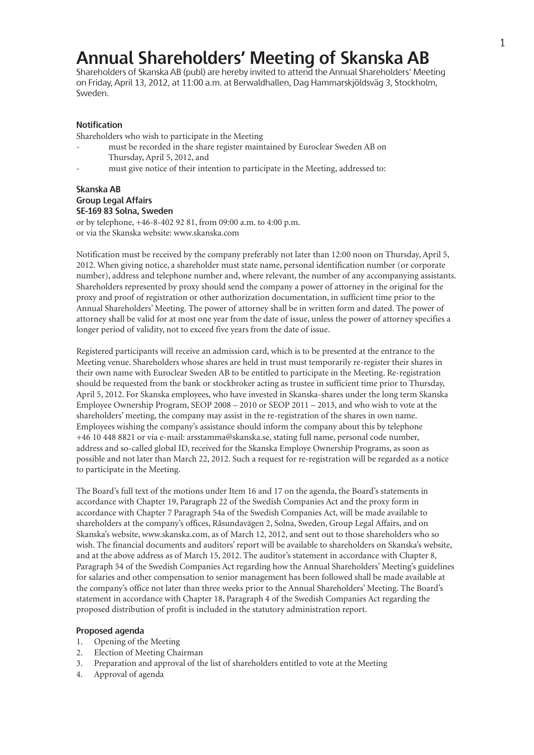# Annual Shareholders' Meeting of Skanska AB

Shareholders of Skanska AB (publ) are hereby invited to attend the Annual Shareholders' Meeting on Friday, April 13, 2012, at 11:00 a.m. at Berwaldhallen, Dag Hammarskjöldsväg 3, Stockholm, Sweden.

### Notification

Shareholders who wish to participate in the Meeting

- must be recorded in the share register maintained by Euroclear Sweden AB on Thursday, April 5, 2012, and
- must give notice of their intention to participate in the Meeting, addressed to:

**Skanska AB**
**Group Legal Affairs**
**SE-169 83 Solna, Sweden**
or by telephone, +46-8-402 92 81, from 09:00 a.m. to 4:00 p.m.
or via the Skanska website: www.skanska.com

Notification must be received by the company preferably not later than 12:00 noon on Thursday, April 5, 2012. When giving notice, a shareholder must state name, personal identification number (or corporate number), address and telephone number and, where relevant, the number of any accompanying assistants. Shareholders represented by proxy should send the company a power of attorney in the original for the proxy and proof of registration or other authorization documentation, in sufficient time prior to the Annual Shareholders' Meeting. The power of attorney shall be in written form and dated. The power of attorney shall be valid for at most one year from the date of issue, unless the power of attorney specifies a longer period of validity, not to exceed five years from the date of issue.

Registered participants will receive an admission card, which is to be presented at the entrance to the Meeting venue. Shareholders whose shares are held in trust must temporarily re-register their shares in their own name with Euroclear Sweden AB to be entitled to participate in the Meeting. Re-registration should be requested from the bank or stockbroker acting as trustee in sufficient time prior to Thursday, April 5, 2012. For Skanska employees, who have invested in Skanska-shares under the long term Skanska Employee Ownership Program, SEOP 2008 – 2010 or SEOP 2011 – 2013, and who wish to vote at the shareholders' meeting, the company may assist in the re-registration of the shares in own name. Employees wishing the company's assistance should inform the company about this by telephone +46 10 448 8821 or via e-mail: arsstamma@skanska.se, stating full name, personal code number, address and so-called global ID, received for the Skanska Employe Ownership Programs, as soon as possible and not later than March 22, 2012. Such a request for re-registration will be regarded as a notice to participate in the Meeting.

The Board's full text of the motions under Item 16 and 17 on the agenda, the Board's statements in accordance with Chapter 19, Paragraph 22 of the Swedish Companies Act and the proxy form in accordance with Chapter 7 Paragraph 54a of the Swedish Companies Act, will be made available to shareholders at the company's offices, Råsundavägen 2, Solna, Sweden, Group Legal Affairs, and on Skanska's website, www.skanska.com, as of March 12, 2012, and sent out to those shareholders who so wish. The financial documents and auditors' report will be available to shareholders on Skanska's website, and at the above address as of March 15, 2012. The auditor's statement in accordance with Chapter 8, Paragraph 54 of the Swedish Companies Act regarding how the Annual Shareholders' Meeting's guidelines for salaries and other compensation to senior management has been followed shall be made available at the company's office not later than three weeks prior to the Annual Shareholders' Meeting. The Board's statement in accordance with Chapter 18, Paragraph 4 of the Swedish Companies Act regarding the proposed distribution of profit is included in the statutory administration report.

### Proposed agenda

1. Opening of the Meeting
2. Election of Meeting Chairman
3. Preparation and approval of the list of shareholders entitled to vote at the Meeting
4. Approval of agenda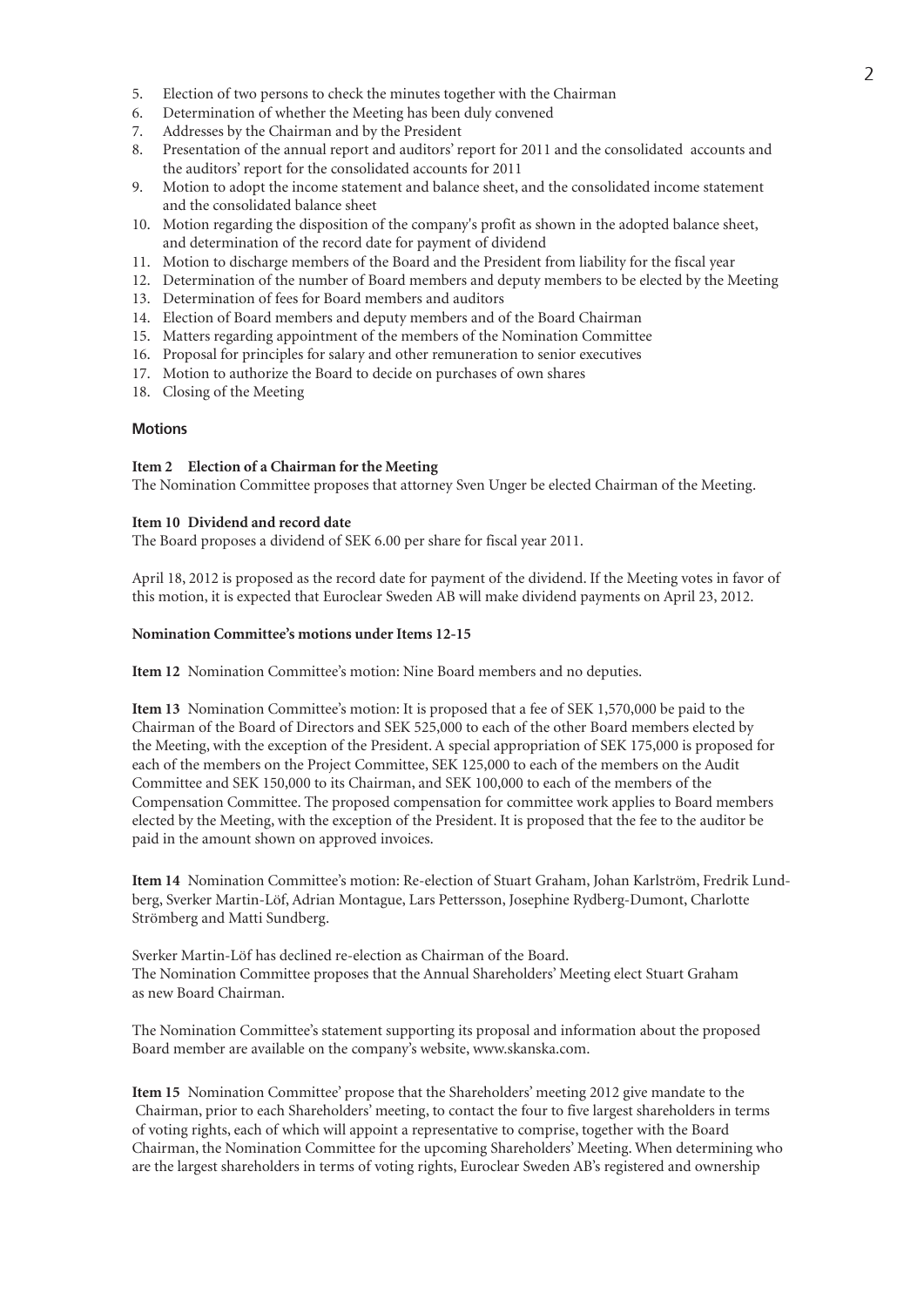5. Election of two persons to check the minutes together with the Chairman
6. Determination of whether the Meeting has been duly convened
7. Addresses by the Chairman and by the President
8. Presentation of the annual report and auditors' report for 2011 and the consolidated accounts and the auditors' report for the consolidated accounts for 2011
9. Motion to adopt the income statement and balance sheet, and the consolidated income statement and the consolidated balance sheet
10. Motion regarding the disposition of the company's profit as shown in the adopted balance sheet, and determination of the record date for payment of dividend
11. Motion to discharge members of the Board and the President from liability for the fiscal year
12. Determination of the number of Board members and deputy members to be elected by the Meeting
13. Determination of fees for Board members and auditors
14. Election of Board members and deputy members and of the Board Chairman
15. Matters regarding appointment of the members of the Nomination Committee
16. Proposal for principles for salary and other remuneration to senior executives
17. Motion to authorize the Board to decide on purchases of own shares
18. Closing of the Meeting

## Motions

**Item 2 Election of a Chairman for the Meeting**

The Nomination Committee proposes that attorney Sven Unger be elected Chairman of the Meeting.

**Item 10 Dividend and record date**

The Board proposes a dividend of SEK 6.00 per share for fiscal year 2011.

April 18, 2012 is proposed as the record date for payment of the dividend. If the Meeting votes in favor of this motion, it is expected that Euroclear Sweden AB will make dividend payments on April 23, 2012.

**Nomination Committee's motions under Items 12-15**

**Item 12** Nomination Committee's motion: Nine Board members and no deputies.

**Item 13** Nomination Committee's motion: It is proposed that a fee of SEK 1,570,000 be paid to the Chairman of the Board of Directors and SEK 525,000 to each of the other Board members elected by the Meeting, with the exception of the President. A special appropriation of SEK 175,000 is proposed for each of the members on the Project Committee, SEK 125,000 to each of the members on the Audit Committee and SEK 150,000 to its Chairman, and SEK 100,000 to each of the members of the Compensation Committee. The proposed compensation for committee work applies to Board members elected by the Meeting, with the exception of the President. It is proposed that the fee to the auditor be paid in the amount shown on approved invoices.

**Item 14** Nomination Committee's motion: Re-election of Stuart Graham, Johan Karlström, Fredrik Lundberg, Sverker Martin-Löf, Adrian Montague, Lars Pettersson, Josephine Rydberg-Dumont, Charlotte Strömberg and Matti Sundberg.

Sverker Martin-Löf has declined re-election as Chairman of the Board.
The Nomination Committee proposes that the Annual Shareholders' Meeting elect Stuart Graham as new Board Chairman.

The Nomination Committee's statement supporting its proposal and information about the proposed Board member are available on the company's website, www.skanska.com.

**Item 15** Nomination Committee' propose that the Shareholders' meeting 2012 give mandate to the Chairman, prior to each Shareholders' meeting, to contact the four to five largest shareholders in terms of voting rights, each of which will appoint a representative to comprise, together with the Board Chairman, the Nomination Committee for the upcoming Shareholders' Meeting. When determining who are the largest shareholders in terms of voting rights, Euroclear Sweden AB's registered and ownership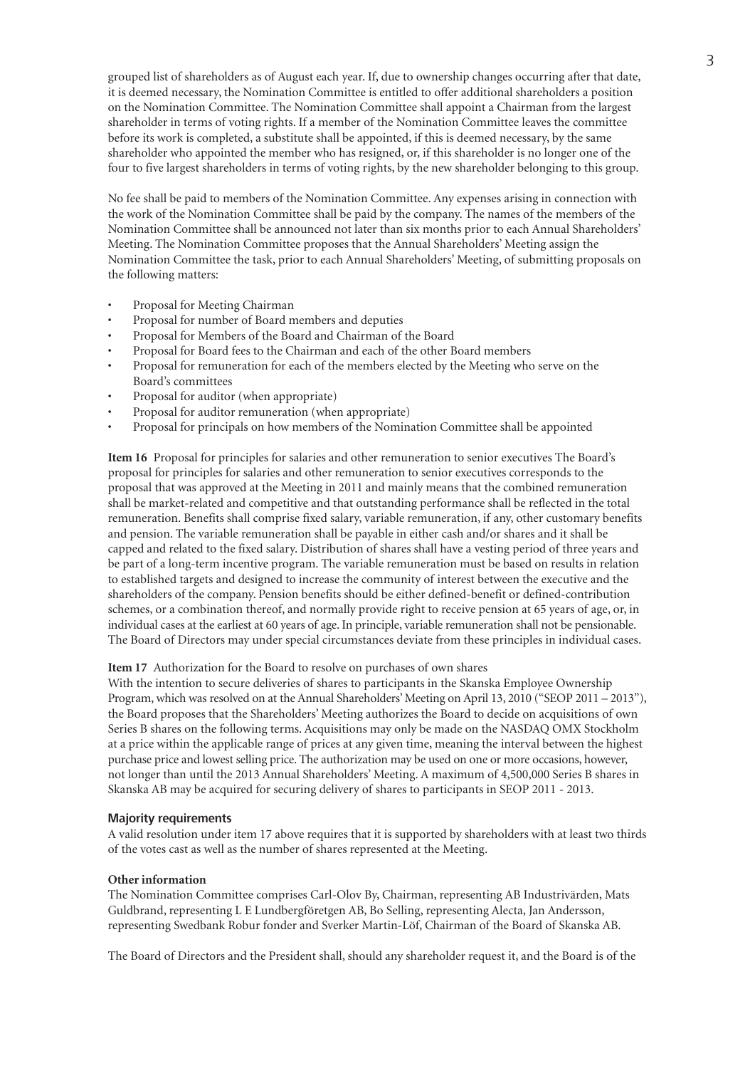grouped list of shareholders as of August each year. If, due to ownership changes occurring after that date, it is deemed necessary, the Nomination Committee is entitled to offer additional shareholders a position on the Nomination Committee. The Nomination Committee shall appoint a Chairman from the largest shareholder in terms of voting rights. If a member of the Nomination Committee leaves the committee before its work is completed, a substitute shall be appointed, if this is deemed necessary, by the same shareholder who appointed the member who has resigned, or, if this shareholder is no longer one of the four to five largest shareholders in terms of voting rights, by the new shareholder belonging to this group.

No fee shall be paid to members of the Nomination Committee. Any expenses arising in connection with the work of the Nomination Committee shall be paid by the company. The names of the members of the Nomination Committee shall be announced not later than six months prior to each Annual Shareholders' Meeting. The Nomination Committee proposes that the Annual Shareholders' Meeting assign the Nomination Committee the task, prior to each Annual Shareholders' Meeting, of submitting proposals on the following matters:

- Proposal for Meeting Chairman
- Proposal for number of Board members and deputies
- Proposal for Members of the Board and Chairman of the Board
- Proposal for Board fees to the Chairman and each of the other Board members
- Proposal for remuneration for each of the members elected by the Meeting who serve on the Board's committees
- Proposal for auditor (when appropriate)
- Proposal for auditor remuneration (when appropriate)
- Proposal for principals on how members of the Nomination Committee shall be appointed

**Item 16** Proposal for principles for salaries and other remuneration to senior executives The Board's proposal for principles for salaries and other remuneration to senior executives corresponds to the proposal that was approved at the Meeting in 2011 and mainly means that the combined remuneration shall be market-related and competitive and that outstanding performance shall be reflected in the total remuneration. Benefits shall comprise fixed salary, variable remuneration, if any, other customary benefits and pension. The variable remuneration shall be payable in either cash and/or shares and it shall be capped and related to the fixed salary. Distribution of shares shall have a vesting period of three years and be part of a long-term incentive program. The variable remuneration must be based on results in relation to established targets and designed to increase the community of interest between the executive and the shareholders of the company. Pension benefits should be either defined-benefit or defined-contribution schemes, or a combination thereof, and normally provide right to receive pension at 65 years of age, or, in individual cases at the earliest at 60 years of age. In principle, variable remuneration shall not be pensionable. The Board of Directors may under special circumstances deviate from these principles in individual cases.

**Item 17** Authorization for the Board to resolve on purchases of own shares
With the intention to secure deliveries of shares to participants in the Skanska Employee Ownership Program, which was resolved on at the Annual Shareholders' Meeting on April 13, 2010 ("SEOP 2011 – 2013"), the Board proposes that the Shareholders' Meeting authorizes the Board to decide on acquisitions of own Series B shares on the following terms. Acquisitions may only be made on the NASDAQ OMX Stockholm at a price within the applicable range of prices at any given time, meaning the interval between the highest purchase price and lowest selling price. The authorization may be used on one or more occasions, however, not longer than until the 2013 Annual Shareholders' Meeting. A maximum of 4,500,000 Series B shares in Skanska AB may be acquired for securing delivery of shares to participants in SEOP 2011 - 2013.

### Majority requirements

A valid resolution under item 17 above requires that it is supported by shareholders with at least two thirds of the votes cast as well as the number of shares represented at the Meeting.

### Other information

The Nomination Committee comprises Carl-Olov By, Chairman, representing AB Industrivärden, Mats Guldbrand, representing L E Lundbergföretgen AB, Bo Selling, representing Alecta, Jan Andersson, representing Swedbank Robur fonder and Sverker Martin-Löf, Chairman of the Board of Skanska AB.

The Board of Directors and the President shall, should any shareholder request it, and the Board is of the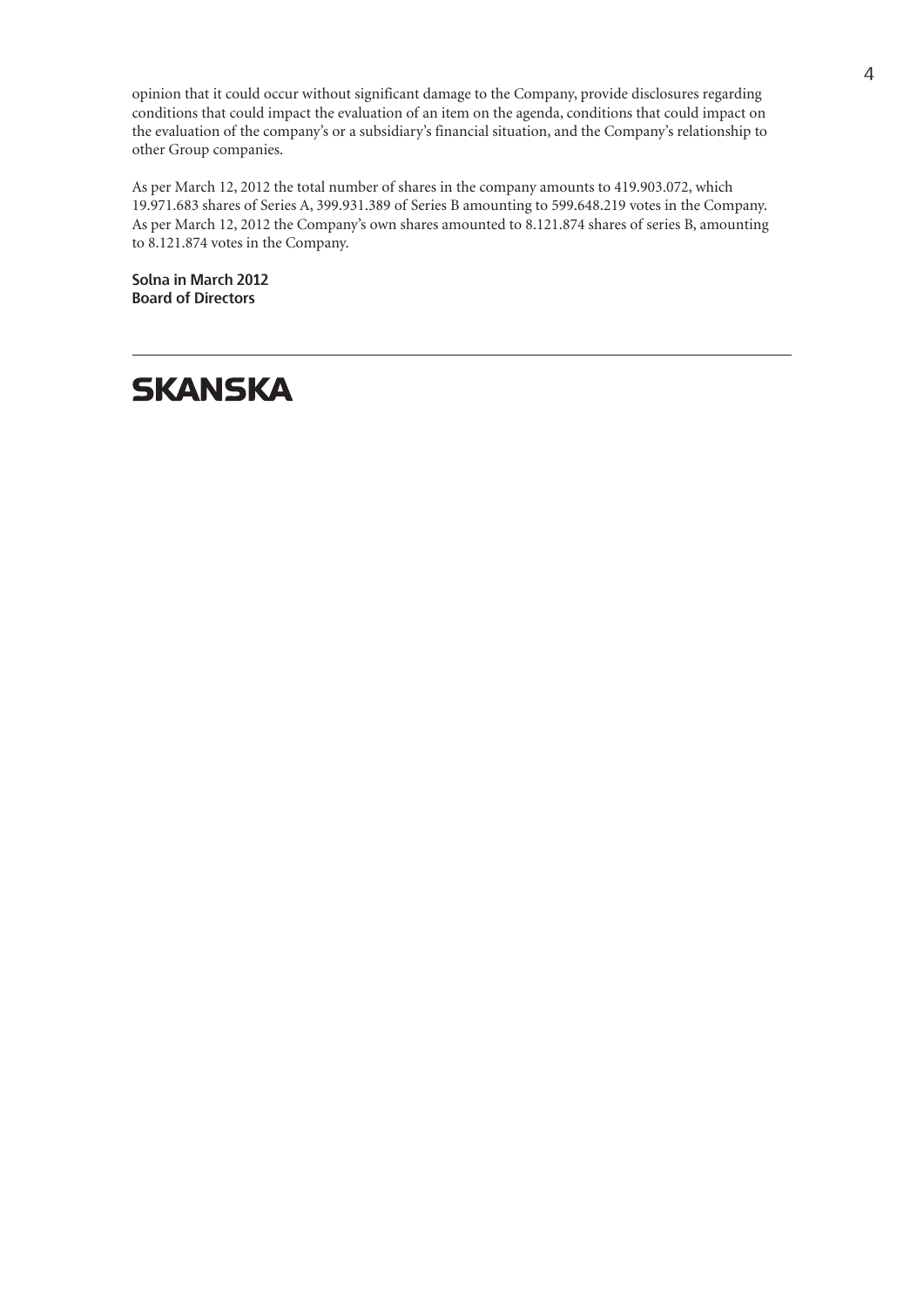opinion that it could occur without significant damage to the Company, provide disclosures regarding conditions that could impact the evaluation of an item on the agenda, conditions that could impact on the evaluation of the company's or a subsidiary's financial situation, and the Company's relationship to other Group companies.

As per March 12, 2012 the total number of shares in the company amounts to 419.903.072, which 19.971.683 shares of Series A, 399.931.389 of Series B amounting to 599.648.219 votes in the Company. As per March 12, 2012 the Company's own shares amounted to 8.121.874 shares of series B, amounting to 8.121.874 votes in the Company.

**Solna in March 2012**
**Board of Directors**

---

**SKANSKA**